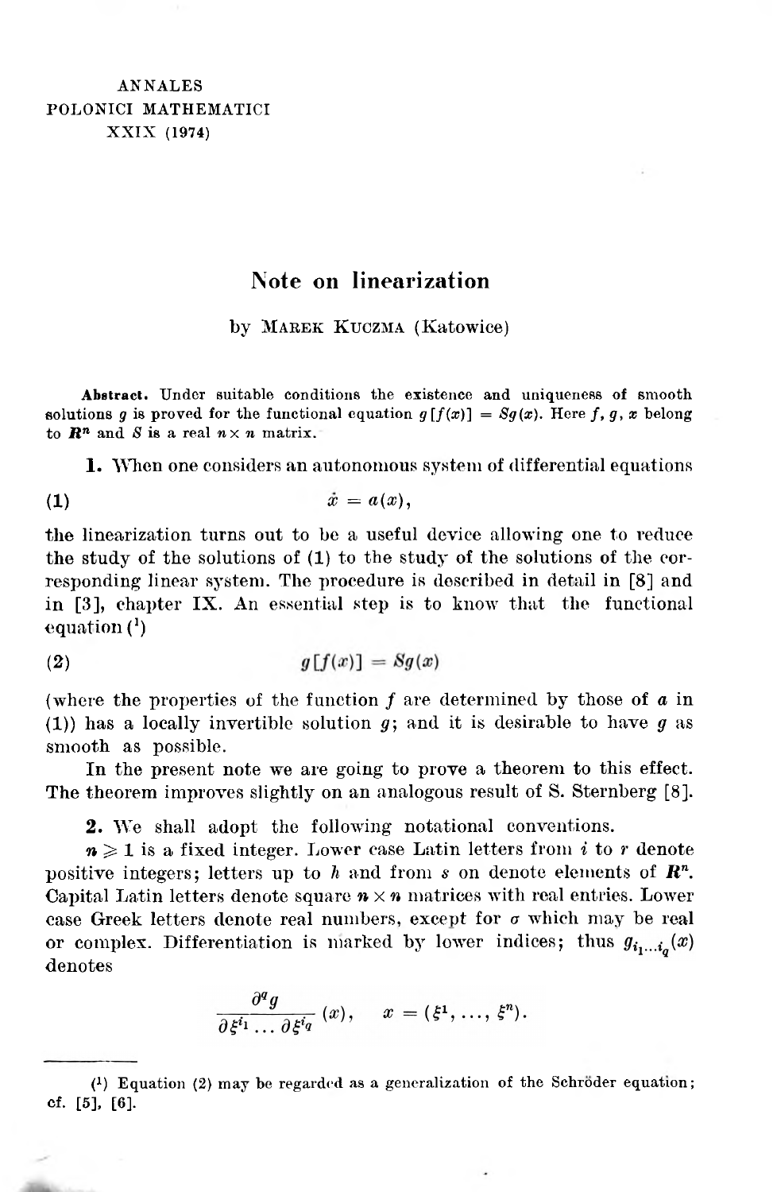ANNALES
POLONICI MATHEMATICI
XXIX (1974)

# Note on linearization

by Marek Kuczma (Katowice)

**Abstract.** Under suitable conditions the existence and uniqueness of smooth solutions $g$ is proved for the functional equation $g[f(x)] = Sg(x)$. Here $f, g, x$ belong to $\mathbf{R}^n$ and $S$ is a real $n \times n$ matrix.

**1.** When one considers an autonomous system of differential equations

$$\dot{x} = a(x), \tag{1}$$

the linearization turns out to be a useful device allowing one to reduce the study of the solutions of (1) to the study of the solutions of the corresponding linear system. The procedure is described in detail in [8] and in [3], chapter IX. An essential step is to know that the functional equation (1)

$$g[f(x)] = Sg(x) \tag{2}$$

(where the properties of the function $f$ are determined by those of $a$ in (1)) has a locally invertible solution $g$; and it is desirable to have $g$ as smooth as possible.

In the present note we are going to prove a theorem to this effect. The theorem improves slightly on an analogous result of S. Sternberg [8].

**2.** We shall adopt the following notational conventions.

$n \geqslant 1$ is a fixed integer. Lower case Latin letters from $i$ to $r$ denote positive integers; letters up to $h$ and from $s$ on denote elements of $\mathbf{R}^n$. Capital Latin letters denote square $n \times n$ matrices with real entries. Lower case Greek letters denote real numbers, except for $\sigma$ which may be real or complex. Differentiation is marked by lower indices; thus $g_{i_1 \ldots i_q}(x)$ denotes

$$\frac{\partial^q g}{\partial \xi^{i_1} \ldots \partial \xi^{i_q}}(x), \quad x = (\xi^1, \ldots, \xi^n).$$

---

(1) Equation (2) may be regarded as a generalization of the Schröder equation; cf. [5], [6].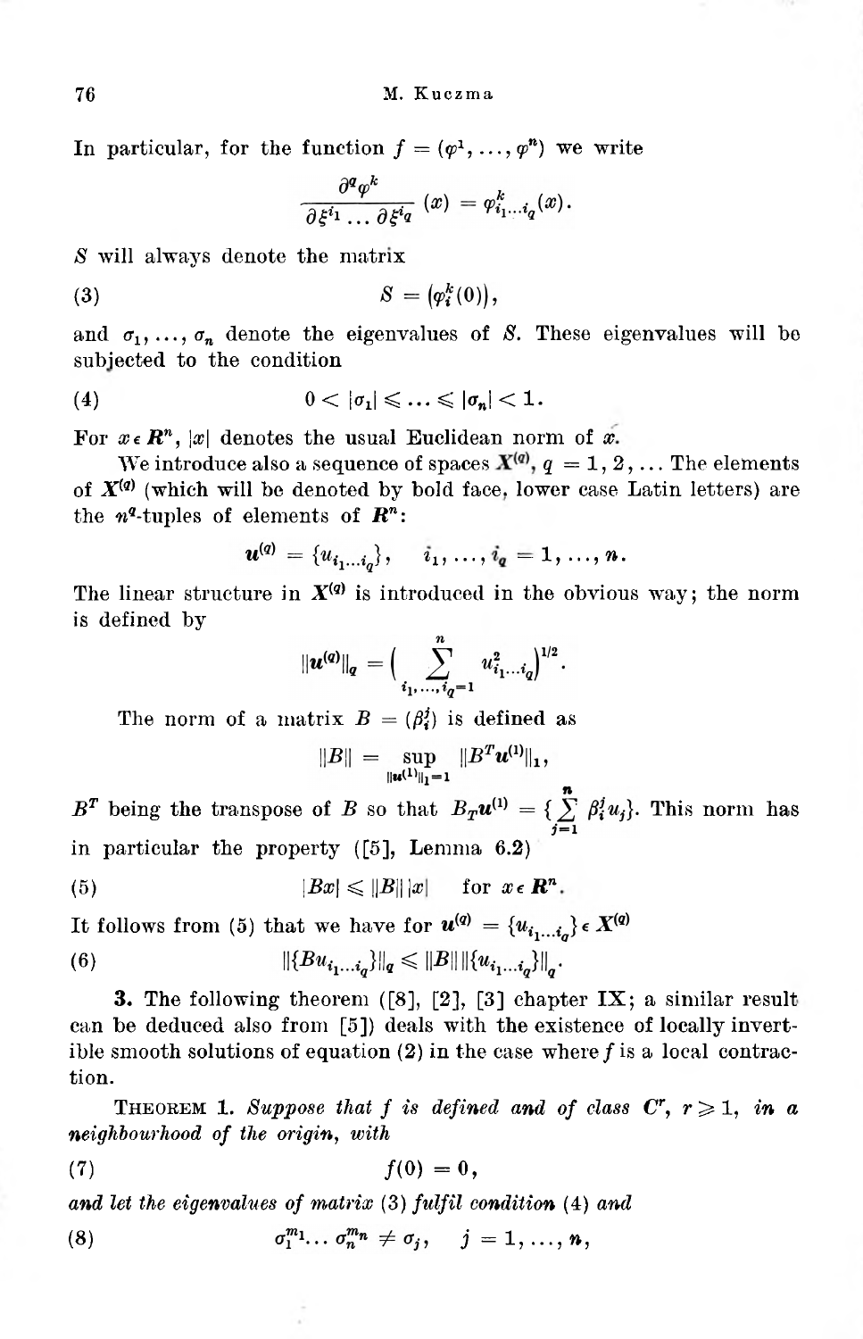In particular, for the function $f = (\varphi^1, \ldots, \varphi^n)$ we write

$$\frac{\partial^q \varphi^k}{\partial \xi^{i_1} \ldots \partial \xi^{i_q}}(x) = \varphi^k_{i_1 \ldots i_q}(x).$$

$S$ will always denote the matrix

$$S = \left(\varphi^k_i(0)\right), \tag{3}$$

and $\sigma_1, \ldots, \sigma_n$ denote the eigenvalues of $S$. These eigenvalues will be subjected to the condition

$$0 < |\sigma_1| \leqslant \ldots \leqslant |\sigma_n| < 1. \tag{4}$$

For $x \in \mathbf{R}^n$, $|x|$ denotes the usual Euclidean norm of $x$.

We introduce also a sequence of spaces $\mathbf{X}^{(q)}$, $q = 1, 2, \ldots$ The elements of $\mathbf{X}^{(q)}$ (which will be denoted by bold face, lower case Latin letters) are the $n^q$-tuples of elements of $\mathbf{R}^n$:

$$\boldsymbol{u}^{(q)} = \{u_{i_1 \ldots i_q}\}, \quad i_1, \ldots, i_q = 1, \ldots, n.$$

The linear structure in $\mathbf{X}^{(q)}$ is introduced in the obvious way; the norm is defined by

$$\|\boldsymbol{u}^{(q)}\|_q = \Big(\sum_{i_1, \ldots, i_q = 1}^{n} u^2_{i_1 \ldots i_q}\Big)^{1/2}.$$

The norm of a matrix $B = (\beta^j_i)$ is defined as

$$\|B\| = \sup_{\|\boldsymbol{u}^{(1)}\|_1 = 1} \|B^T \boldsymbol{u}^{(1)}\|_1,$$

$B^T$ being the transpose of $B$ so that $B_T \boldsymbol{u}^{(1)} = \{\sum_{j=1}^{n} \beta^j_i u_j\}$. This norm has in particular the property ([5], Lemma 6.2)

$$|Bx| \leqslant \|B\|\,|x| \quad \text{for } x \in \mathbf{R}^n. \tag{5}$$

It follows from (5) that we have for $\boldsymbol{u}^{(q)} = \{u_{i_1 \ldots i_q}\} \in \mathbf{X}^{(q)}$

$$\|\{B u_{i_1 \ldots i_q}\}\|_q \leqslant \|B\|\,\|\{u_{i_1 \ldots i_q}\}\|_q. \tag{6}$$

**3.** The following theorem ([8], [2], [3] chapter IX; a similar result can be deduced also from [5]) deals with the existence of locally invertible smooth solutions of equation (2) in the case where $f$ is a local contraction.

THEOREM 1. *Suppose that $f$ is defined and of class $C^r$, $r \geqslant 1$, in a neighbourhood of the origin, with*

$$f(0) = 0, \tag{7}$$

*and let the eigenvalues of matrix* (3) *fulfil condition* (4) *and*

$$\sigma_1^{m_1} \ldots \sigma_n^{m_n} \neq \sigma_j, \quad j = 1, \ldots, n, \tag{8}$$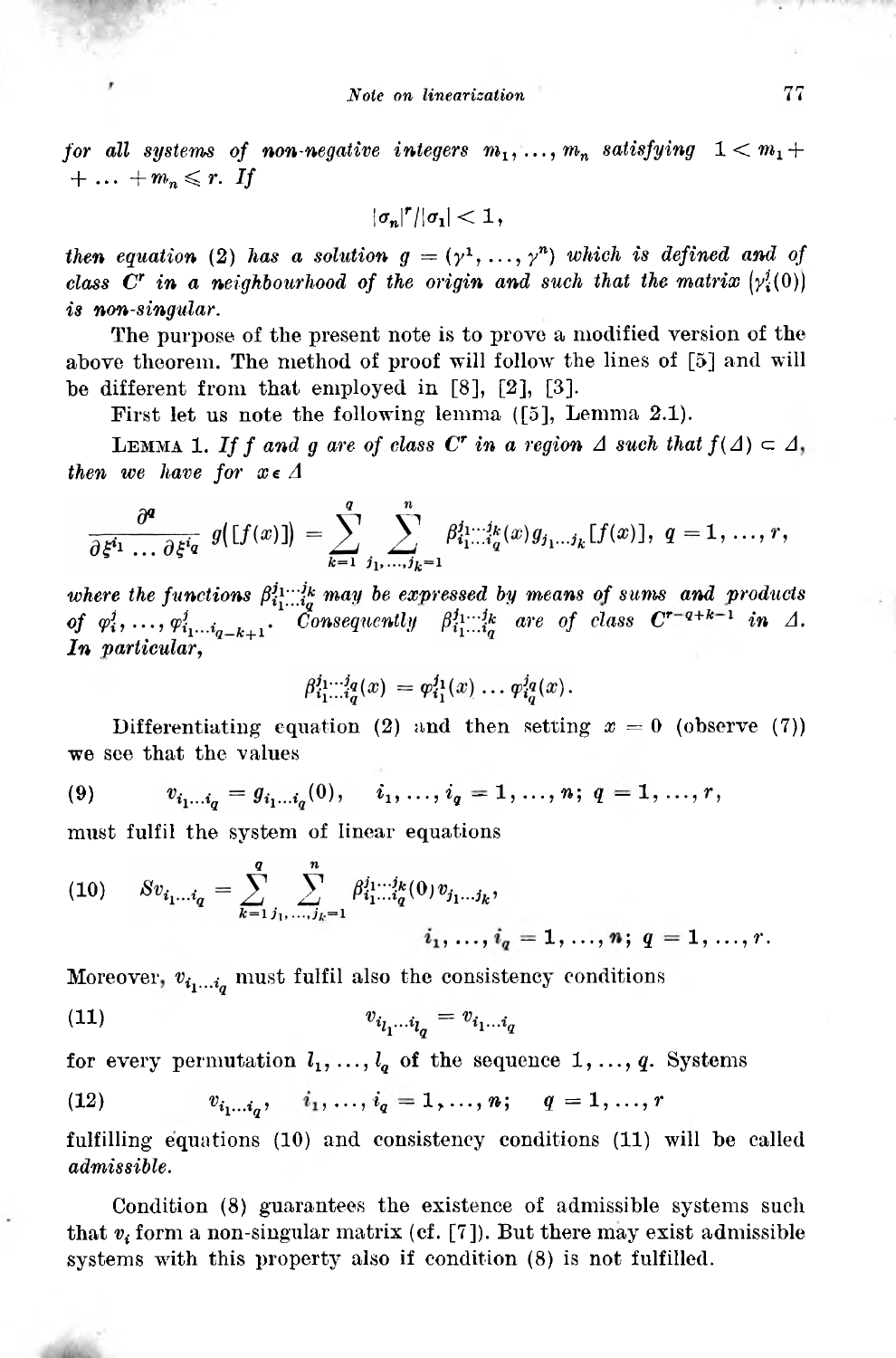*for all systems of non-negative integers $m_1, \ldots, m_n$ satisfying $1 < m_1 + \ldots + m_n \leqslant r$. If*

$$|\sigma_n|^r / |\sigma_1| < 1,$$

*then equation* (2) *has a solution $g = (\gamma^1, \ldots, \gamma^n)$ which is defined and of class $C^r$ in a neighbourhood of the origin and such that the matrix $(\gamma_i^j(0))$ is non-singular.*

The purpose of the present note is to prove a modified version of the above theorem. The method of proof will follow the lines of [5] and will be different from that employed in [8], [2], [3].

First let us note the following lemma ([5], Lemma 2.1).

LEMMA 1. *If $f$ and $g$ are of class $C^r$ in a region $\Delta$ such that $f(\Delta) \subset \Delta$, then we have for $x \in \Delta$*

$$\frac{\partial^q}{\partial \xi^{i_1} \ldots \partial \xi^{i_q}} g([f(x)]) = \sum_{k=1}^{q} \sum_{j_1, \ldots, j_k = 1}^{n} \beta_{i_1 \ldots i_q}^{j_1 \ldots j_k}(x) g_{j_1 \ldots j_k}[f(x)], \quad q = 1, \ldots, r,$$

*where the functions $\beta_{i_1 \ldots i_q}^{j_1 \ldots j_k}$ may be expressed by means of sums and products of $\varphi_i^j, \ldots, \varphi_{i_1 \ldots i_{q-k+1}}^j$. Consequently $\beta_{i_1 \ldots i_q}^{j_1 \ldots j_k}$ are of class $C^{r-q+k-1}$ in $\Delta$. In particular,*

$$\beta_{i_1 \ldots i_q}^{j_1 \ldots j_q}(x) = \varphi_{i_1}^{j_1}(x) \ldots \varphi_{i_q}^{j_q}(x).$$

Differentiating equation (2) and then setting $x = 0$ (observe (7)) we see that the values

$$v_{i_1 \ldots i_q} = g_{i_1 \ldots i_q}(0), \quad i_1, \ldots, i_q = 1, \ldots, n; \; q = 1, \ldots, r, \tag{9}$$

must fulfil the system of linear equations

$$S v_{i_1 \ldots i_q} = \sum_{k=1}^{q} \sum_{j_1, \ldots, j_k = 1}^{n} \beta_{i_1 \ldots i_q}^{j_1 \ldots j_k}(0) v_{j_1 \ldots j_k}, \qquad i_1, \ldots, i_q = 1, \ldots, n; \; q = 1, \ldots, r. \tag{10}$$

Moreover, $v_{i_1 \ldots i_q}$ must fulfil also the consistency conditions

$$v_{i_{l_1} \ldots i_{l_q}} = v_{i_1 \ldots i_q} \tag{11}$$

for every permutation $l_1, \ldots, l_q$ of the sequence $1, \ldots, q$. Systems

$$v_{i_1 \ldots i_q}, \quad i_1, \ldots, i_q = 1, \ldots, n; \quad q = 1, \ldots, r \tag{12}$$

fulfilling equations (10) and consistency conditions (11) will be called *admissible*.

Condition (8) guarantees the existence of admissible systems such that $v_i$ form a non-singular matrix (cf. [7]). But there may exist admissible systems with this property also if condition (8) is not fulfilled.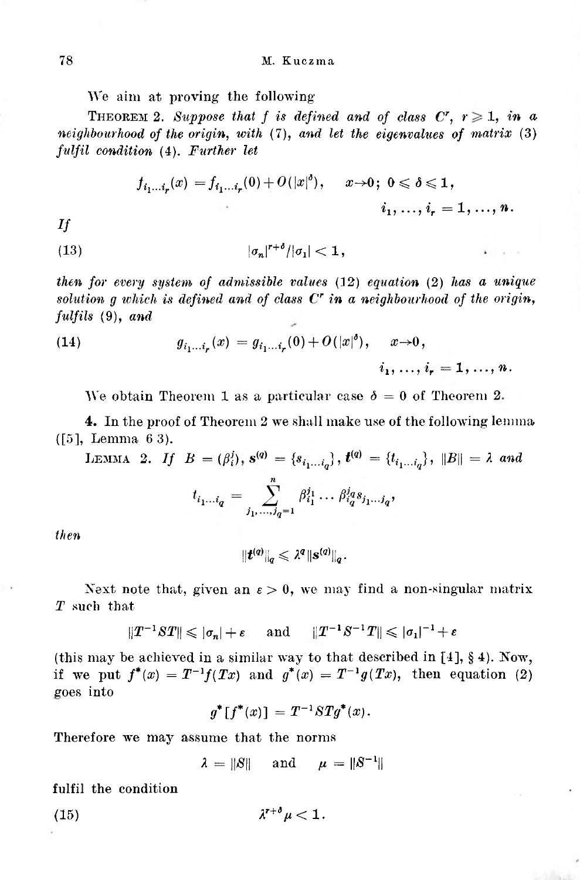We aim at proving the following

**Theorem 2.** *Suppose that $f$ is defined and of class $C^r$, $r \geqslant 1$, in a neighbourhood of the origin, with (7), and let the eigenvalues of matrix (3) fulfil condition (4). Further let*

$$f_{i_1 \ldots i_r}(x) = f_{i_1 \ldots i_r}(0) + O(|x|^\delta), \quad x \to 0; \ 0 \leqslant \delta \leqslant 1, \quad i_1, \ldots, i_r = 1, \ldots, n.$$

*If*

$$|\sigma_n|^{r+\delta}/|\sigma_1| < 1, \tag{13}$$

*then for every system of admissible values (12) equation (2) has a unique solution $g$ which is defined and of class $C^r$ in a neighbourhood of the origin, fulfils (9), and*

$$g_{i_1 \ldots i_r}(x) = g_{i_1 \ldots i_r}(0) + O(|x|^\delta), \quad x \to 0, \quad i_1, \ldots, i_r = 1, \ldots, n. \tag{14}$$

We obtain Theorem 1 as a particular case $\delta = 0$ of Theorem 2.

**4.** In the proof of Theorem 2 we shall make use of the following lemma ([5], Lemma 6 3).

**Lemma 2.** *If $B = (\beta_i^j)$, $s^{(q)} = \{s_{i_1 \ldots i_q}\}$, $t^{(q)} = \{t_{i_1 \ldots i_q}\}$, $\|B\| = \lambda$ and*

$$t_{i_1 \ldots i_q} = \sum_{j_1, \ldots, j_q = 1}^{n} \beta_{i_1}^{j_1} \ldots \beta_{i_q}^{j_q} s_{j_1 \ldots j_q},$$

*then*

$$\|t^{(q)}\|_q \leqslant \lambda^q \|s^{(q)}\|_q.$$

Next note that, given an $\varepsilon > 0$, we may find a non-singular matrix $T$ such that

$$\|T^{-1}ST\| \leqslant |\sigma_n| + \varepsilon \quad \text{and} \quad \|T^{-1}S^{-1}T\| \leqslant |\sigma_1|^{-1} + \varepsilon$$

(this may be achieved in a similar way to that described in [4], § 4). Now, if we put $f^*(x) = T^{-1}f(Tx)$ and $g^*(x) = T^{-1}g(Tx)$, then equation (2) goes into

$$g^*[f^*(x)] = T^{-1}STg^*(x).$$

Therefore we may assume that the norms

$$\lambda = \|S\| \quad \text{and} \quad \mu = \|S^{-1}\|$$

fulfil the condition

$$\lambda^{r+\delta}\mu < 1. \tag{15}$$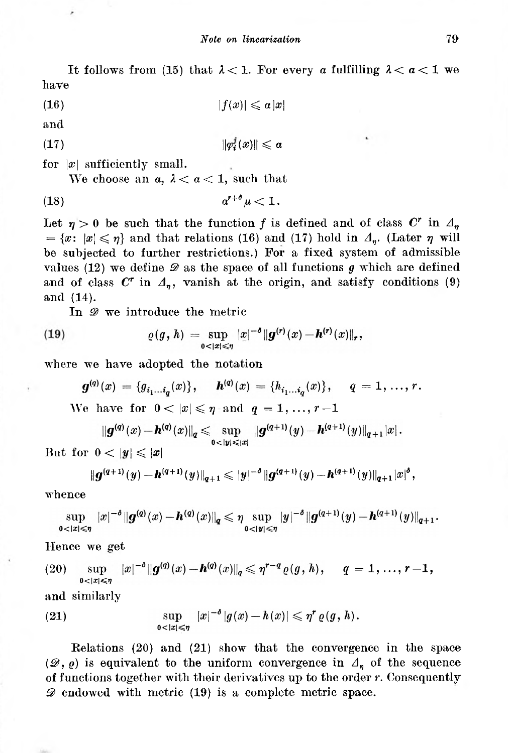It follows from (15) that $\lambda < 1$. For every $a$ fulfilling $\lambda < a < 1$ we have

$$|f(x)| \leqslant a|x| \tag{16}$$

and

$$\|\varphi_i^j(x)\| \leqslant a \tag{17}$$

for $|x|$ sufficiently small.

We choose an $a$, $\lambda < a < 1$, such that

$$a^{r+\delta}\mu < 1. \tag{18}$$

Let $\eta > 0$ be such that the function $f$ is defined and of class $C^r$ in $\Delta_\eta = \{x\colon |x| \leqslant \eta\}$ and that relations (16) and (17) hold in $\Delta_\eta$. (Later $\eta$ will be subjected to further restrictions.) For a fixed system of admissible values (12) we define $\mathcal{D}$ as the space of all functions $g$ which are defined and of class $C^r$ in $\Delta_\eta$, vanish at the origin, and satisfy conditions (9) and (14).

In $\mathcal{D}$ we introduce the metric

$$\varrho(g, h) = \sup_{0<|x|\leqslant\eta} |x|^{-\delta}\|\boldsymbol{g}^{(r)}(x) - \boldsymbol{h}^{(r)}(x)\|_r, \tag{19}$$

where we have adopted the notation

$$\boldsymbol{g}^{(q)}(x) = \{g_{i_1\ldots i_q}(x)\}, \quad \boldsymbol{h}^{(q)}(x) = \{h_{i_1\ldots i_q}(x)\}, \quad q = 1, \ldots, r.$$

We have for $0 < |x| \leqslant \eta$ and $q = 1, \ldots, r-1$

$$\|\boldsymbol{g}^{(q)}(x) - \boldsymbol{h}^{(q)}(x)\|_q \leqslant \sup_{0<|y|\leqslant|x|} \|\boldsymbol{g}^{(q+1)}(y) - \boldsymbol{h}^{(q+1)}(y)\|_{q+1}|x|.$$

But for $0 < |y| \leqslant |x|$

$$\|\boldsymbol{g}^{(q+1)}(y) - \boldsymbol{h}^{(q+1)}(y)\|_{q+1} \leqslant |y|^{-\delta}\|\boldsymbol{g}^{(q+1)}(y) - \boldsymbol{h}^{(q+1)}(y)\|_{q+1}|x|^{\delta},$$

whence

$$\sup_{0<|x|\leqslant\eta} |x|^{-\delta}\|\boldsymbol{g}^{(q)}(x) - \boldsymbol{h}^{(q)}(x)\|_q \leqslant \eta \sup_{0<|y|\leqslant\eta} |y|^{-\delta}\|\boldsymbol{g}^{(q+1)}(y) - \boldsymbol{h}^{(q+1)}(y)\|_{q+1}.$$

Hence we get

$$\sup_{0<|x|\leqslant\eta} |x|^{-\delta}\|\boldsymbol{g}^{(q)}(x) - \boldsymbol{h}^{(q)}(x)\|_q \leqslant \eta^{r-q}\varrho(g, h), \quad q = 1, \ldots, r-1, \tag{20}$$

and similarly

$$\sup_{0<|x|\leqslant\eta} |x|^{-\delta}|g(x) - h(x)| \leqslant \eta^r\varrho(g, h). \tag{21}$$

Relations (20) and (21) show that the convergence in the space $(\mathcal{D}, \varrho)$ is equivalent to the uniform convergence in $\Delta_\eta$ of the sequence of functions together with their derivatives up to the order $r$. Consequently $\mathcal{D}$ endowed with metric (19) is a complete metric space.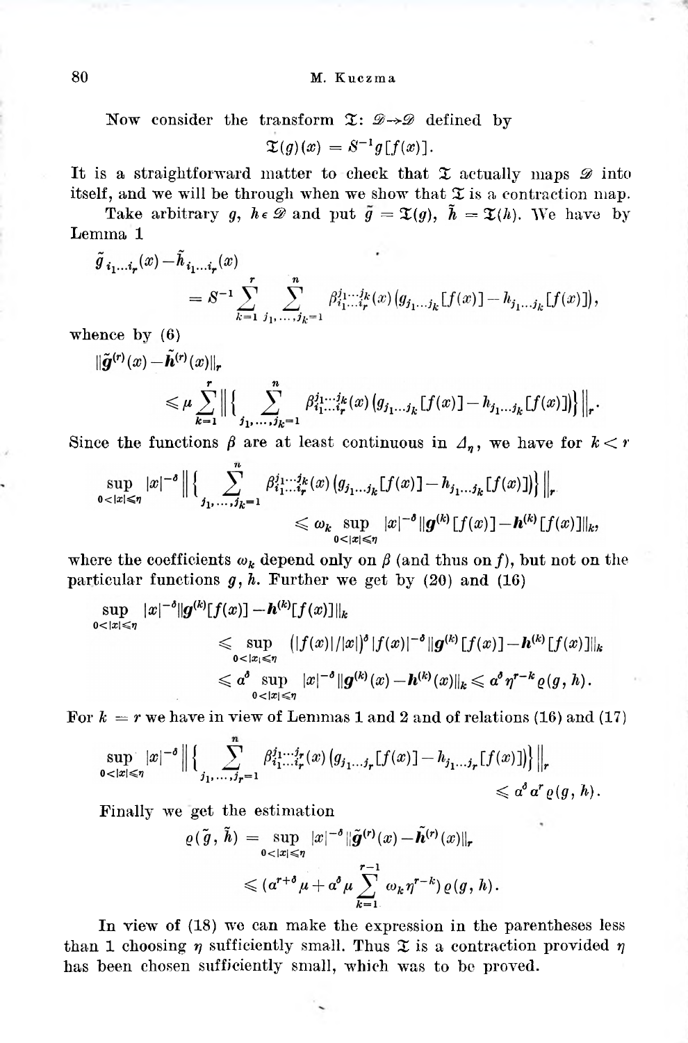Now consider the transform $\mathfrak{T}\colon \mathscr{D}\to\mathscr{D}$ defined by

$$\mathfrak{T}(g)(x) = S^{-1}g[f(x)].$$

It is a straightforward matter to check that $\mathfrak{T}$ actually maps $\mathscr{D}$ into itself, and we will be through when we show that $\mathfrak{T}$ is a contraction map.

Take arbitrary $g, h\in\mathscr{D}$ and put $\tilde{g} = \mathfrak{T}(g)$, $\tilde{h} = \mathfrak{T}(h)$. We have by Lemma 1

$$\tilde{g}_{i_1\ldots i_r}(x)-\tilde{h}_{i_1\ldots i_r}(x) = S^{-1}\sum_{k=1}^{r}\sum_{j_1,\ldots,j_k=1}^{n}\beta_{i_1\ldots i_r}^{j_1\ldots j_k}(x)\big(g_{j_1\ldots j_k}[f(x)]-h_{j_1\ldots j_k}[f(x)]\big),$$

whence by (6)

$$\|\tilde{\boldsymbol{g}}^{(r)}(x)-\tilde{\boldsymbol{h}}^{(r)}(x)\|_r \leqslant \mu\sum_{k=1}^{r}\Big\|\Big\{\sum_{j_1,\ldots,j_k=1}^{n}\beta_{i_1\ldots i_r}^{j_1\ldots j_k}(x)\big(g_{j_1\ldots j_k}[f(x)]-h_{j_1\ldots j_k}[f(x)]\big)\Big\}\Big\|_r.$$

Since the functions $\beta$ are at least continuous in $\Delta_\eta$, we have for $k<r$

$$\sup_{0<|x|\leqslant\eta}|x|^{-\delta}\Big\|\Big\{\sum_{j_1,\ldots,j_k=1}^{n}\beta_{i_1\ldots i_r}^{j_1\ldots j_k}(x)\big(g_{j_1\ldots j_k}[f(x)]-h_{j_1\ldots j_k}[f(x)]\big)\Big\}\Big\|_r \leqslant \omega_k\sup_{0<|x|\leqslant\eta}|x|^{-\delta}\|\boldsymbol{g}^{(k)}[f(x)]-\boldsymbol{h}^{(k)}[f(x)]\|_k,$$

where the coefficients $\omega_k$ depend only on $\beta$ (and thus on $f$), but not on the particular functions $g, h$. Further we get by (20) and (16)

$$\begin{aligned}\sup_{0<|x|\leqslant\eta}|x|^{-\delta}\|\boldsymbol{g}^{(k)}[f(x)]-\boldsymbol{h}^{(k)}[f(x)]\|_k &\leqslant \sup_{0<|x|\leqslant\eta}\big(|f(x)|/|x|\big)^{\delta}|f(x)|^{-\delta}\|\boldsymbol{g}^{(k)}[f(x)]-\boldsymbol{h}^{(k)}[f(x)]\|_k\\ &\leqslant a^{\delta}\sup_{0<|x|\leqslant\eta}|x|^{-\delta}\|\boldsymbol{g}^{(k)}(x)-\boldsymbol{h}^{(k)}(x)\|_k\leqslant a^{\delta}\eta^{r-k}\varrho(g,h).\end{aligned}$$

For $k=r$ we have in view of Lemmas 1 and 2 and of relations (16) and (17)

$$\sup_{0<|x|\leqslant\eta}|x|^{-\delta}\Big\|\Big\{\sum_{j_1,\ldots,j_r=1}^{n}\beta_{i_1\ldots i_r}^{j_1\ldots j_r}(x)\big(g_{j_1\ldots j_r}[f(x)]-h_{j_1\ldots j_r}[f(x)]\big)\Big\}\Big\|_r \leqslant a^{\delta}a^{r}\varrho(g,h).$$

Finally we get the estimation

$$\varrho(\tilde{g},\tilde{h}) = \sup_{0<|x|\leqslant\eta}|x|^{-\delta}\|\tilde{\boldsymbol{g}}^{(r)}(x)-\tilde{\boldsymbol{h}}^{(r)}(x)\|_r \leqslant \Big(a^{r+\delta}\mu+a^{\delta}\mu\sum_{k=1}^{r-1}\omega_k\eta^{r-k}\Big)\varrho(g,h).$$

In view of (18) we can make the expression in the parentheses less than 1 choosing $\eta$ sufficiently small. Thus $\mathfrak{T}$ is a contraction provided $\eta$ has been chosen sufficiently small, which was to be proved.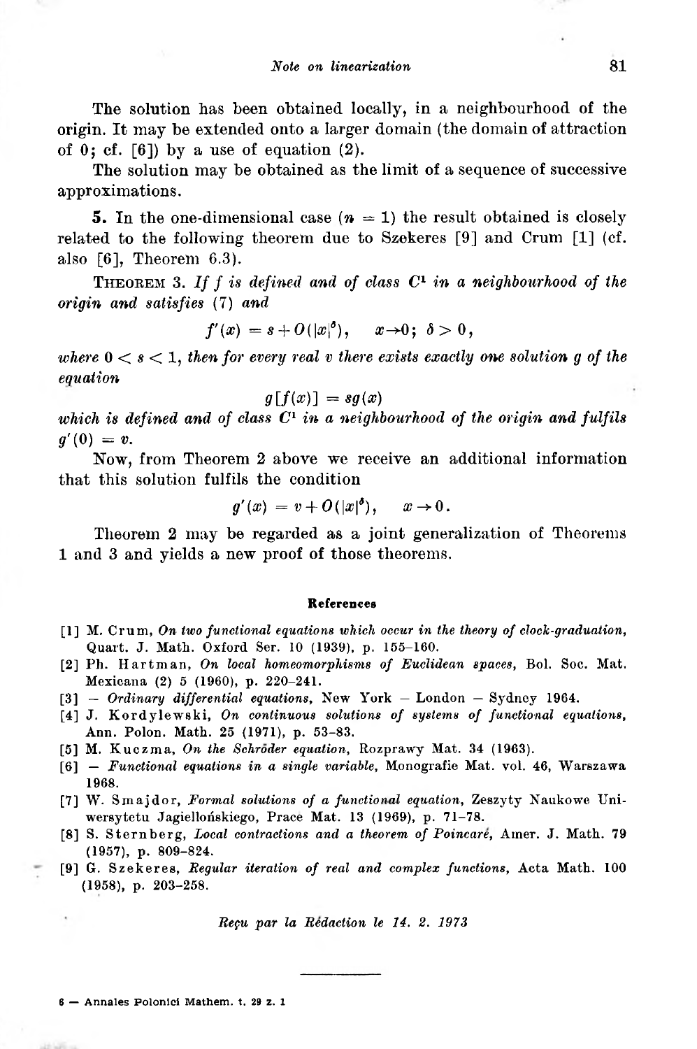The solution has been obtained locally, in a neighbourhood of the origin. It may be extended onto a larger domain (the domain of attraction of 0; cf. [6]) by a use of equation (2).

The solution may be obtained as the limit of a sequence of successive approximations.

**5.** In the one-dimensional case ($n = 1$) the result obtained is closely related to the following theorem due to Szekeres [9] and Crum [1] (cf. also [6], Theorem 6.3).

THEOREM 3. *If $f$ is defined and of class $C^1$ in a neighbourhood of the origin and satisfies* (7) *and*

$$f'(x) = s + O(|x|^\delta), \quad x \to 0; \ \delta > 0,$$

*where $0 < s < 1$, then for every real $v$ there exists exactly one solution $g$ of the equation*

$$g[f(x)] = sg(x)$$

*which is defined and of class $C^1$ in a neighbourhood of the origin and fulfils $g'(0) = v$.*

Now, from Theorem 2 above we receive an additional information that this solution fulfils the condition

$$g'(x) = v + O(|x|^\delta), \quad x \to 0.$$

Theorem 2 may be regarded as a joint generalization of Theorems 1 and 3 and yields a new proof of those theorems.

#### References

[1] M. Crum, *On two functional equations which occur in the theory of clock-graduation*, Quart. J. Math. Oxford Ser. 10 (1939), p. 155–160.

[2] Ph. Hartman, *On local homeomorphisms of Euclidean spaces*, Bol. Soc. Mat. Mexicana (2) 5 (1960), p. 220–241.

[3] — *Ordinary differential equations*, New York – London – Sydney 1964.

[4] J. Kordylewski, *On continuous solutions of systems of functional equations*, Ann. Polon. Math. 25 (1971), p. 53–83.

[5] M. Kuczma, *On the Schröder equation*, Rozprawy Mat. 34 (1963).

[6] — *Functional equations in a single variable*, Monografie Mat. vol. 46, Warszawa 1968.

[7] W. Smajdor, *Formal solutions of a functional equation*, Zeszyty Naukowe Uniwersytetu Jagiellońskiego, Prace Mat. 13 (1969), p. 71–78.

[8] S. Sternberg, *Local contractions and a theorem of Poincaré*, Amer. J. Math. 79 (1957), p. 809–824.

[9] G. Szekeres, *Regular iteration of real and complex functions*, Acta Math. 100 (1958), p. 203–258.

*Reçu par la Rédaction le 14. 2. 1973*